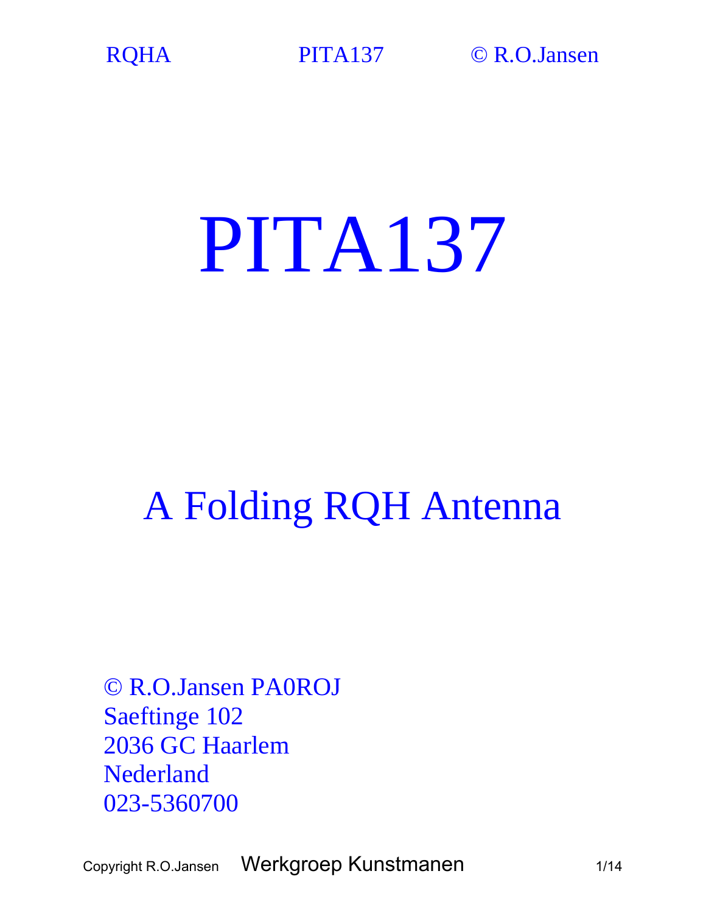# PITA137

## A Folding RQH Antenna

© R.O.Jansen PA0ROJ
Saeftinge 102
2036 GC Haarlem
Nederland
023-5360700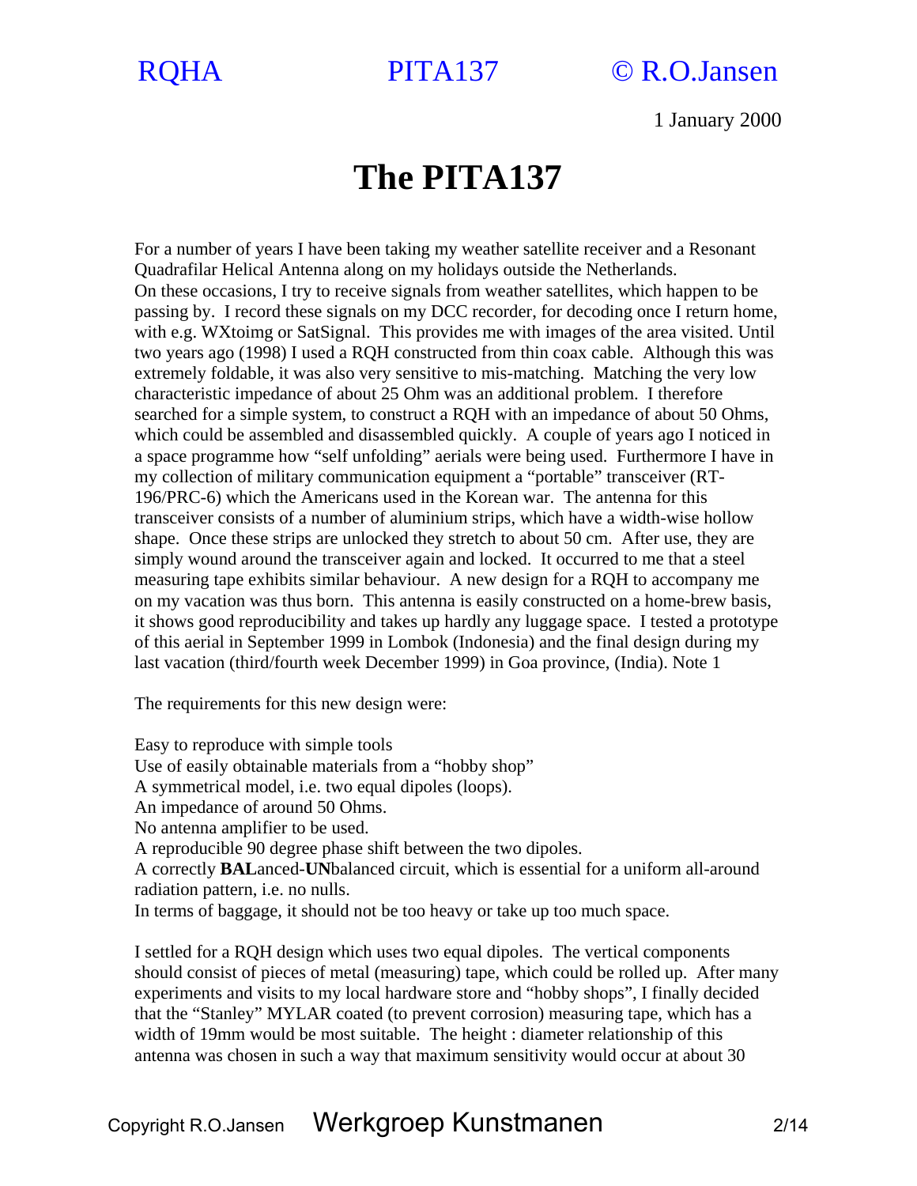1 January 2000

# The PITA137

For a number of years I have been taking my weather satellite receiver and a Resonant Quadrafilar Helical Antenna along on my holidays outside the Netherlands.
On these occasions, I try to receive signals from weather satellites, which happen to be passing by. I record these signals on my DCC recorder, for decoding once I return home, with e.g. WXtoimg or SatSignal. This provides me with images of the area visited. Until two years ago (1998) I used a RQH constructed from thin coax cable. Although this was extremely foldable, it was also very sensitive to mis-matching. Matching the very low characteristic impedance of about 25 Ohm was an additional problem. I therefore searched for a simple system, to construct a RQH with an impedance of about 50 Ohms, which could be assembled and disassembled quickly. A couple of years ago I noticed in a space programme how "self unfolding" aerials were being used. Furthermore I have in my collection of military communication equipment a "portable" transceiver (RT-196/PRC-6) which the Americans used in the Korean war. The antenna for this transceiver consists of a number of aluminium strips, which have a width-wise hollow shape. Once these strips are unlocked they stretch to about 50 cm. After use, they are simply wound around the transceiver again and locked. It occurred to me that a steel measuring tape exhibits similar behaviour. A new design for a RQH to accompany me on my vacation was thus born. This antenna is easily constructed on a home-brew basis, it shows good reproducibility and takes up hardly any luggage space. I tested a prototype of this aerial in September 1999 in Lombok (Indonesia) and the final design during my last vacation (third/fourth week December 1999) in Goa province, (India). Note 1

The requirements for this new design were:

Easy to reproduce with simple tools
Use of easily obtainable materials from a "hobby shop"
A symmetrical model, i.e. two equal dipoles (loops).
An impedance of around 50 Ohms.
No antenna amplifier to be used.
A reproducible 90 degree phase shift between the two dipoles.
A correctly **BAL**anced-**UN**balanced circuit, which is essential for a uniform all-around radiation pattern, i.e. no nulls.
In terms of baggage, it should not be too heavy or take up too much space.

I settled for a RQH design which uses two equal dipoles. The vertical components should consist of pieces of metal (measuring) tape, which could be rolled up. After many experiments and visits to my local hardware store and "hobby shops", I finally decided that the "Stanley" MYLAR coated (to prevent corrosion) measuring tape, which has a width of 19mm would be most suitable. The height : diameter relationship of this antenna was chosen in such a way that maximum sensitivity would occur at about 30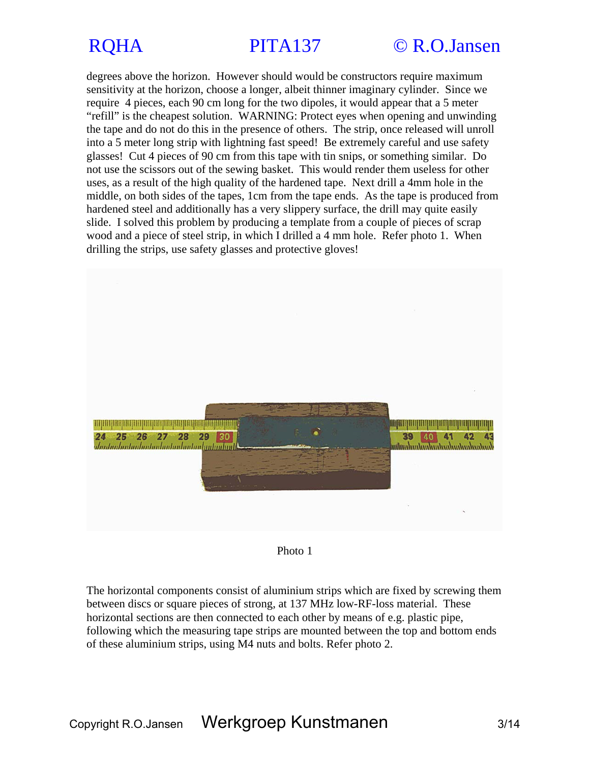degrees above the horizon. However should would be constructors require maximum sensitivity at the horizon, choose a longer, albeit thinner imaginary cylinder. Since we require 4 pieces, each 90 cm long for the two dipoles, it would appear that a 5 meter "refill" is the cheapest solution. WARNING: Protect eyes when opening and unwinding the tape and do not do this in the presence of others. The strip, once released will unroll into a 5 meter long strip with lightning fast speed! Be extremely careful and use safety glasses! Cut 4 pieces of 90 cm from this tape with tin snips, or something similar. Do not use the scissors out of the sewing basket. This would render them useless for other uses, as a result of the high quality of the hardened tape. Next drill a 4mm hole in the middle, on both sides of the tapes, 1cm from the tape ends. As the tape is produced from hardened steel and additionally has a very slippery surface, the drill may quite easily slide. I solved this problem by producing a template from a couple of pieces of scrap wood and a piece of steel strip, in which I drilled a 4 mm hole. Refer photo 1. When drilling the strips, use safety glasses and protective gloves!

Photo 1

The horizontal components consist of aluminium strips which are fixed by screwing them between discs or square pieces of strong, at 137 MHz low-RF-loss material. These horizontal sections are then connected to each other by means of e.g. plastic pipe, following which the measuring tape strips are mounted between the top and bottom ends of these aluminium strips, using M4 nuts and bolts. Refer photo 2.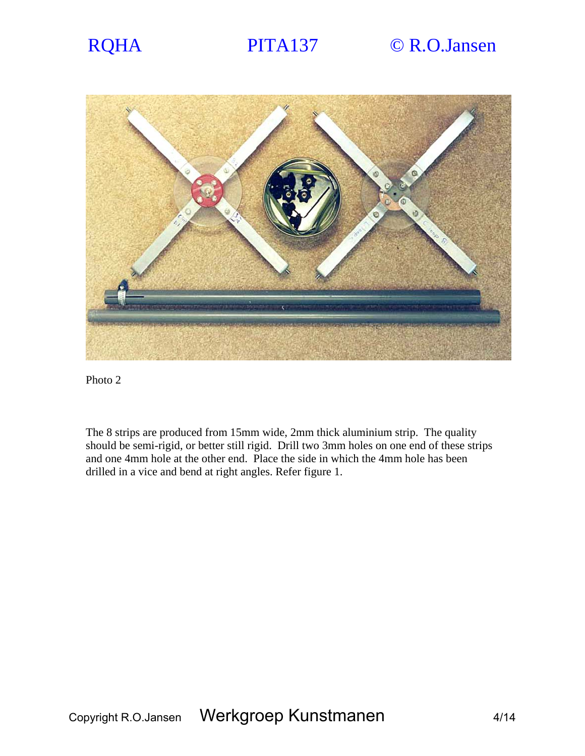Photo 2

The 8 strips are produced from 15mm wide, 2mm thick aluminium strip. The quality should be semi-rigid, or better still rigid. Drill two 3mm holes on one end of these strips and one 4mm hole at the other end. Place the side in which the 4mm hole has been drilled in a vice and bend at right angles. Refer figure 1.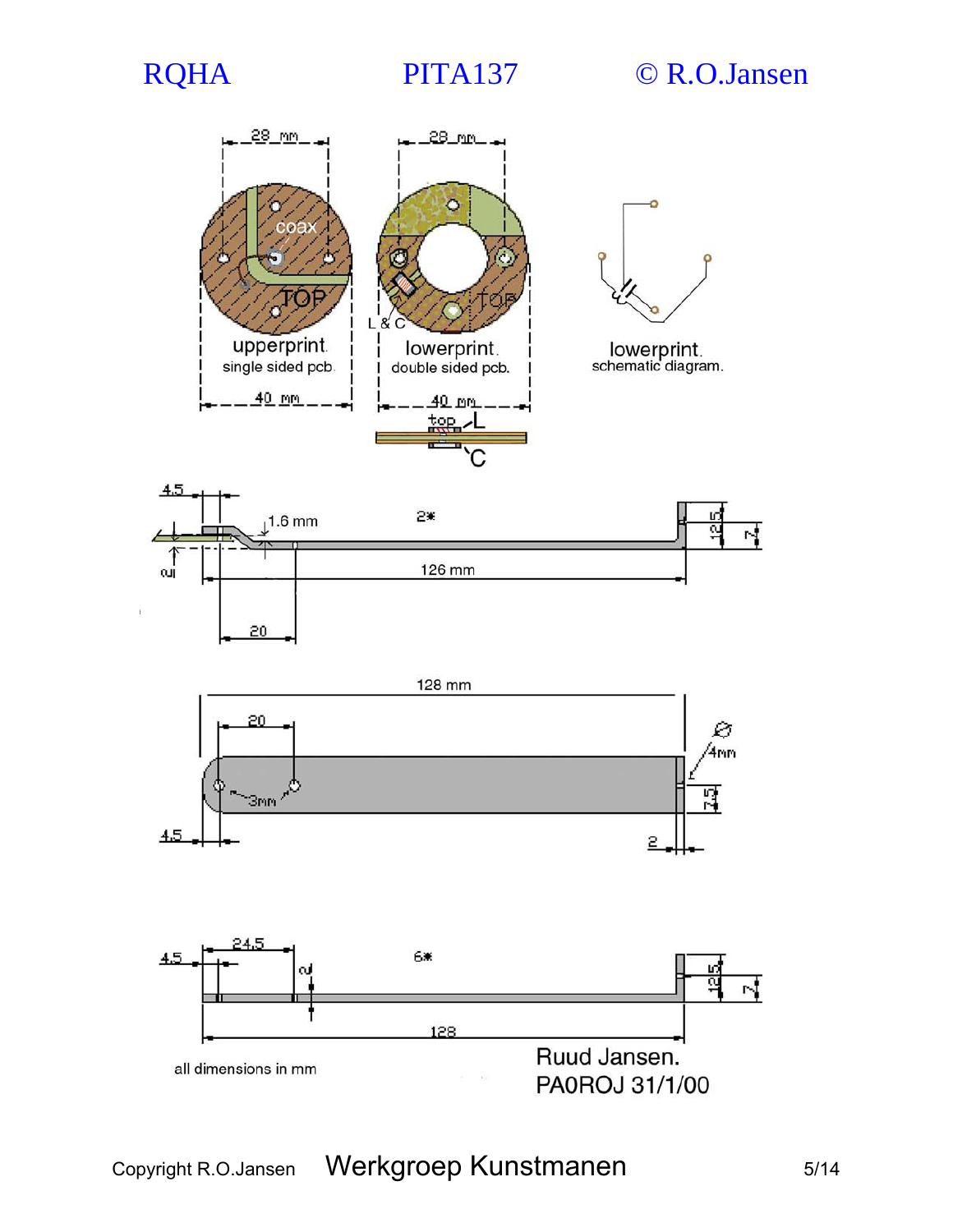RQHA PITA137 © R.O.Jansen

28 mm

coax

TOP

upperprint.
single sided pcb.

40 mm

28 mm

L & C

TOP

lowerprint.
double sided pcb.

40 mm

top L

C

lowerprint.
schematic diagram.

4.5

1.6 mm

2*

12.5

7

2

126 mm

20

128 mm

20

Ø 4mm

3mm

7.5

4.5

2

4.5

24.5

6*

2

12.5

7

128

all dimensions in mm

Ruud Jansen.
PA0ROJ 31/1/00

Copyright R.O.Jansen Werkgroep Kunstmanen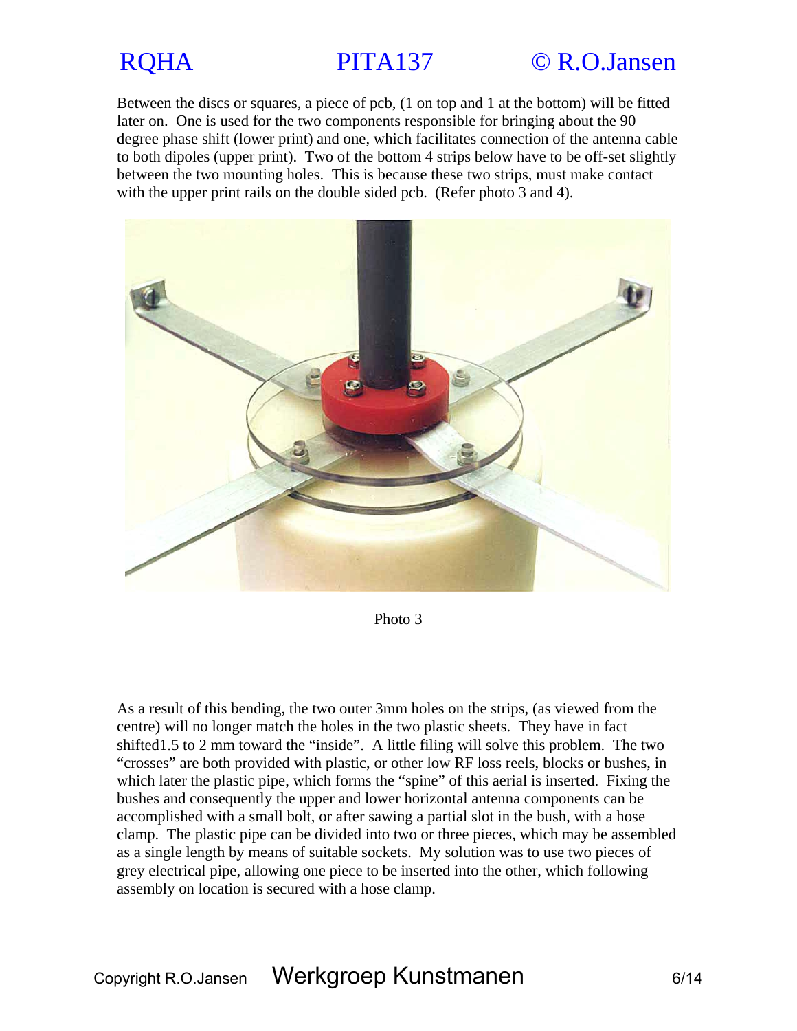Between the discs or squares, a piece of pcb, (1 on top and 1 at the bottom) will be fitted later on. One is used for the two components responsible for bringing about the 90 degree phase shift (lower print) and one, which facilitates connection of the antenna cable to both dipoles (upper print). Two of the bottom 4 strips below have to be off-set slightly between the two mounting holes. This is because these two strips, must make contact with the upper print rails on the double sided pcb. (Refer photo 3 and 4).

Photo 3

As a result of this bending, the two outer 3mm holes on the strips, (as viewed from the centre) will no longer match the holes in the two plastic sheets. They have in fact shifted1.5 to 2 mm toward the "inside". A little filing will solve this problem. The two "crosses" are both provided with plastic, or other low RF loss reels, blocks or bushes, in which later the plastic pipe, which forms the "spine" of this aerial is inserted. Fixing the bushes and consequently the upper and lower horizontal antenna components can be accomplished with a small bolt, or after sawing a partial slot in the bush, with a hose clamp. The plastic pipe can be divided into two or three pieces, which may be assembled as a single length by means of suitable sockets. My solution was to use two pieces of grey electrical pipe, allowing one piece to be inserted into the other, which following assembly on location is secured with a hose clamp.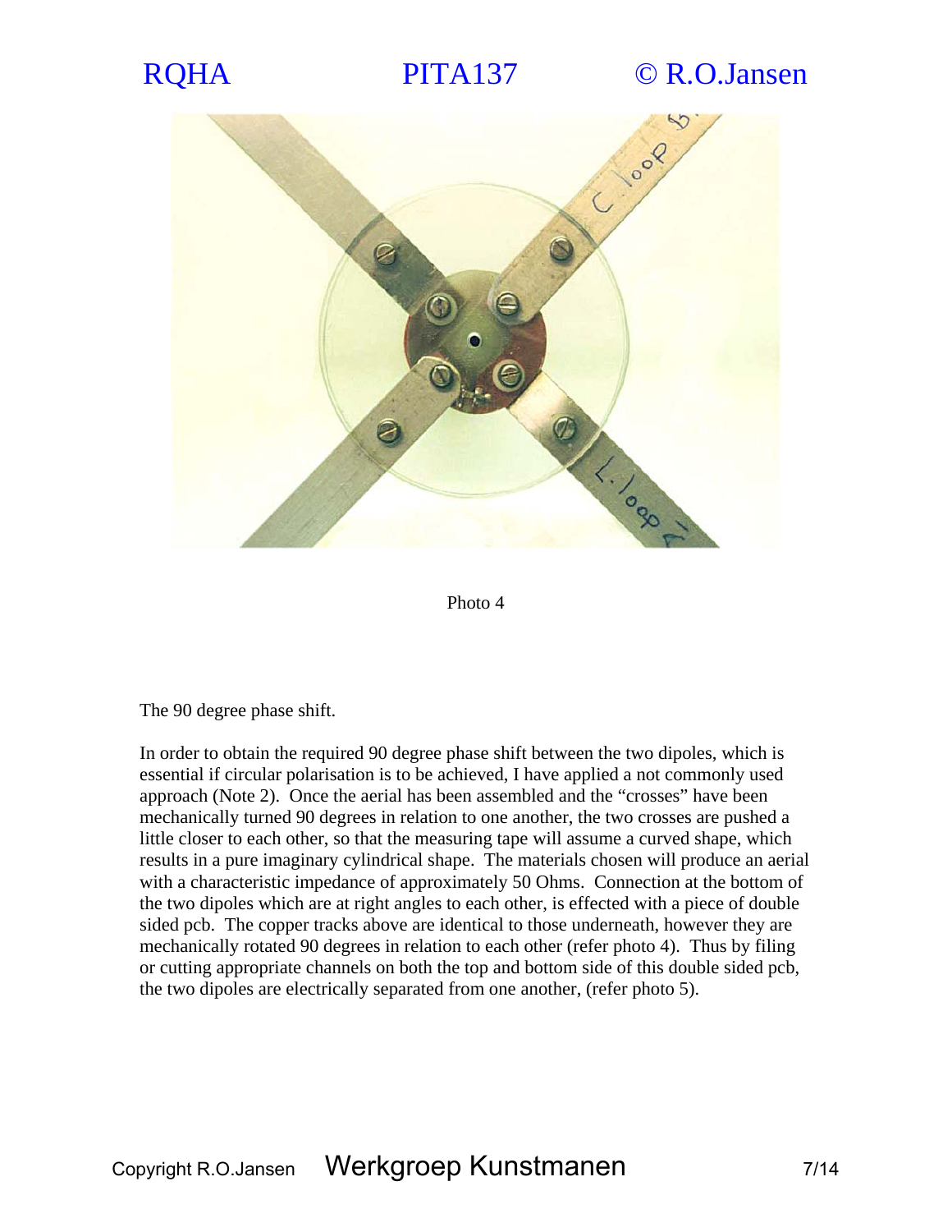Photo 4

The 90 degree phase shift.

In order to obtain the required 90 degree phase shift between the two dipoles, which is essential if circular polarisation is to be achieved, I have applied a not commonly used approach (Note 2). Once the aerial has been assembled and the “crosses” have been mechanically turned 90 degrees in relation to one another, the two crosses are pushed a little closer to each other, so that the measuring tape will assume a curved shape, which results in a pure imaginary cylindrical shape. The materials chosen will produce an aerial with a characteristic impedance of approximately 50 Ohms. Connection at the bottom of the two dipoles which are at right angles to each other, is effected with a piece of double sided pcb. The copper tracks above are identical to those underneath, however they are mechanically rotated 90 degrees in relation to each other (refer photo 4). Thus by filing or cutting appropriate channels on both the top and bottom side of this double sided pcb, the two dipoles are electrically separated from one another, (refer photo 5).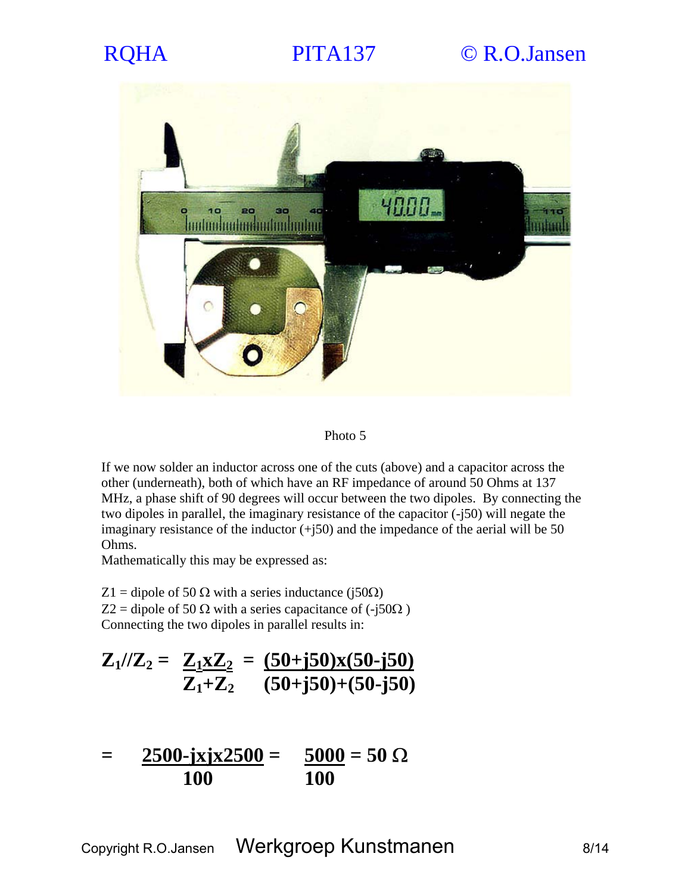Photo 5

If we now solder an inductor across one of the cuts (above) and a capacitor across the other (underneath), both of which have an RF impedance of around 50 Ohms at 137 MHz, a phase shift of 90 degrees will occur between the two dipoles. By connecting the two dipoles in parallel, the imaginary resistance of the capacitor (-j50) will negate the imaginary resistance of the inductor (+j50) and the impedance of the aerial will be 50 Ohms.

Mathematically this may be expressed as:

Z1 = dipole of 50 Ω with a series inductance (j50Ω)
Z2 = dipole of 50 Ω with a series capacitance of (-j50Ω )
Connecting the two dipoles in parallel results in:

$$Z_1//Z_2 = \frac{Z_1 x Z_2}{Z_1 + Z_2} = \frac{(50+j50)x(50-j50)}{(50+j50)+(50-j50)}$$

$$= \frac{2500-jxjx2500}{100} = \frac{5000}{100} = 50\ \Omega$$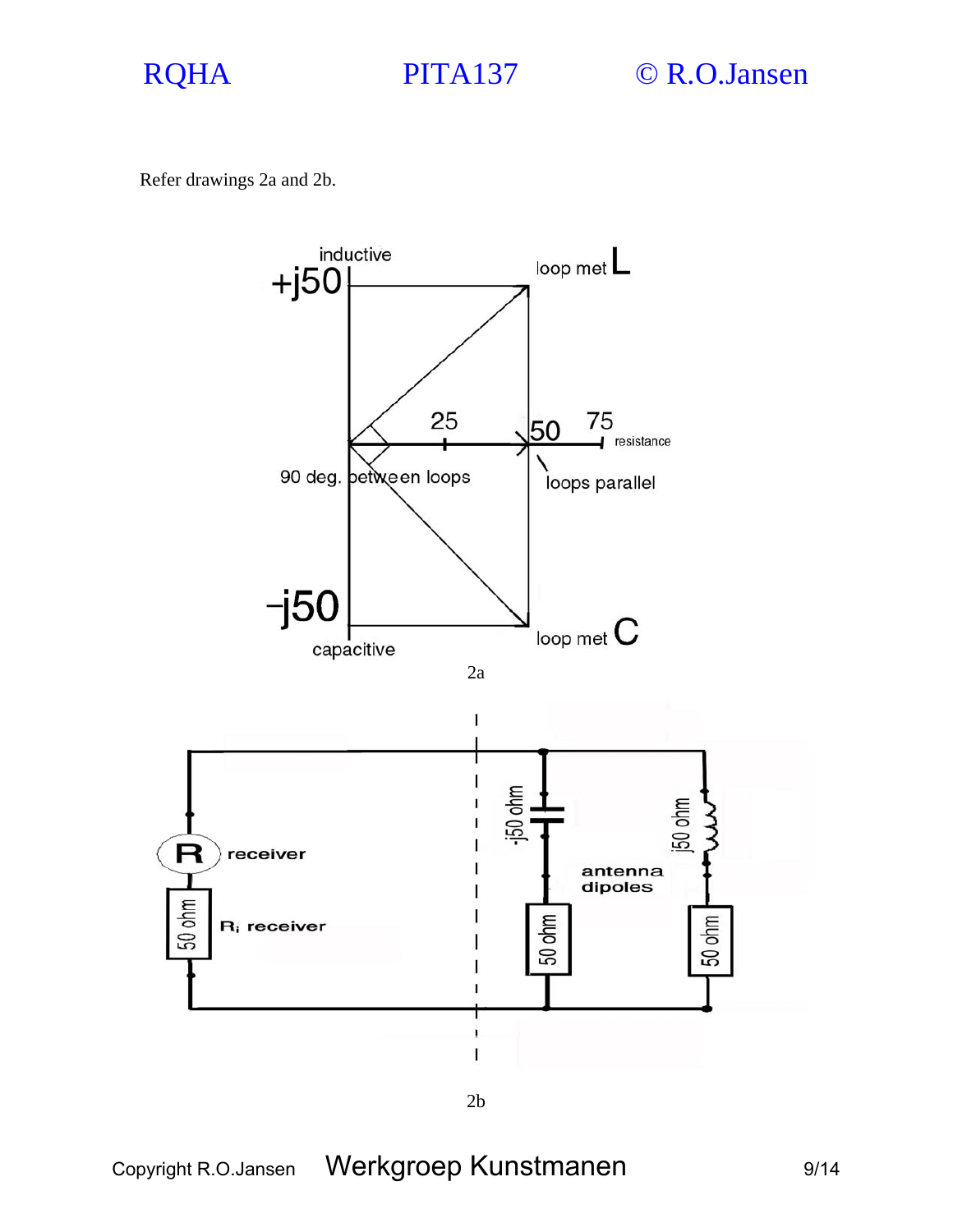Refer drawings 2a and 2b.

inductive

+j50

loop met L

25

50

75

resistance

90 deg. between loops

loops parallel

-j50

capacitive

loop met C

2a

receiver

R

50 ohm

$R_i$ receiver

-j50 ohm

50 ohm

antenna dipoles

j50 ohm

50 ohm

2b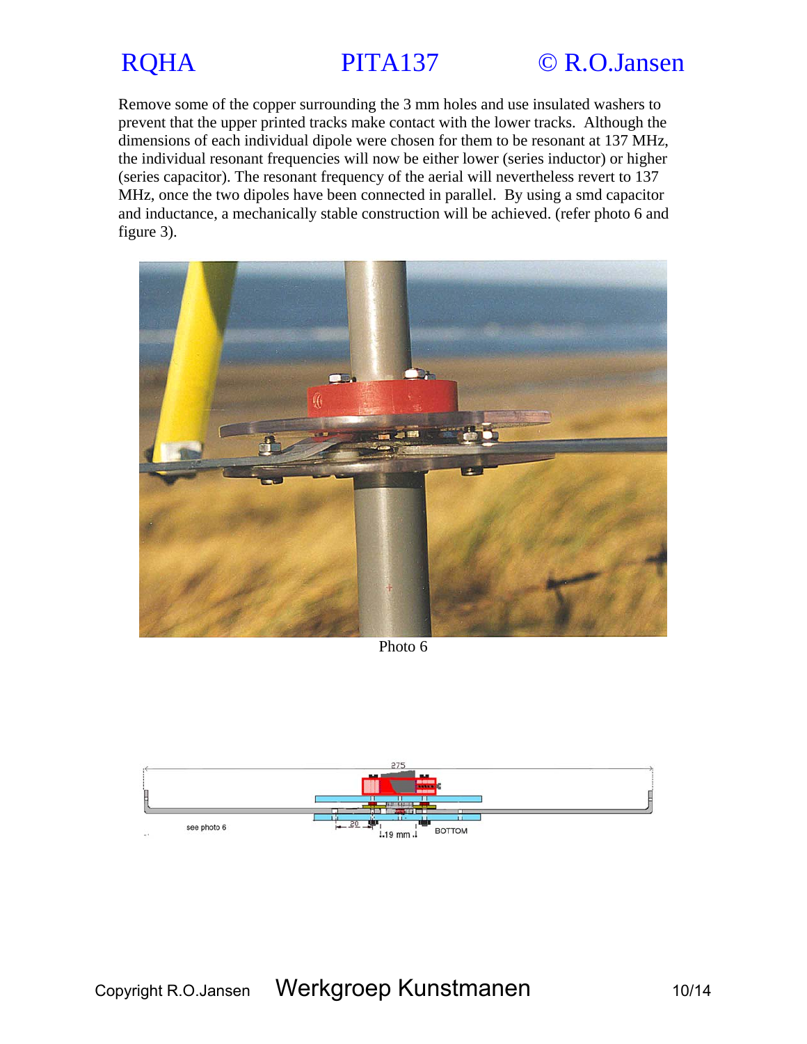Remove some of the copper surrounding the 3 mm holes and use insulated washers to prevent that the upper printed tracks make contact with the lower tracks. Although the dimensions of each individual dipole were chosen for them to be resonant at 137 MHz, the individual resonant frequencies will now be either lower (series inductor) or higher (series capacitor). The resonant frequency of the aerial will nevertheless revert to 137 MHz, once the two dipoles have been connected in parallel. By using a smd capacitor and inductance, a mechanically stable construction will be achieved. (refer photo 6 and figure 3).

Photo 6

275

see photo 6

20

19 mm

BOTTOM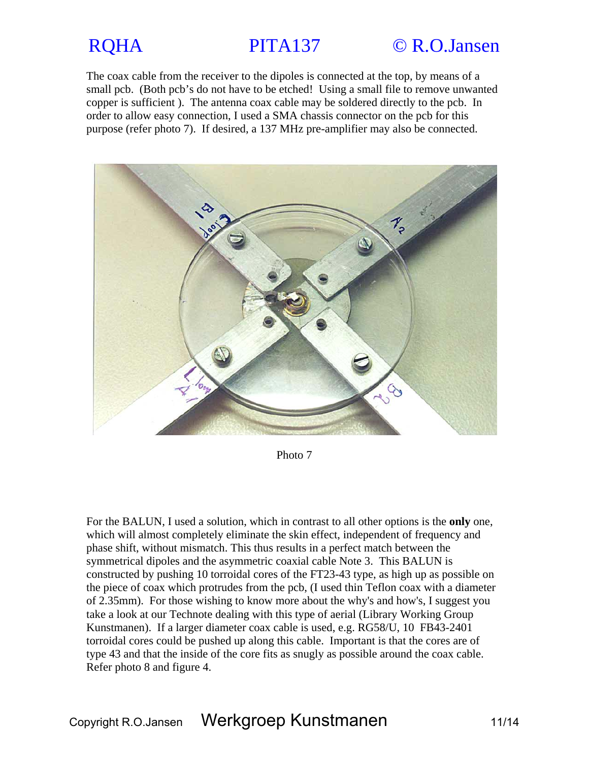The coax cable from the receiver to the dipoles is connected at the top, by means of a small pcb. (Both pcb's do not have to be etched! Using a small file to remove unwanted copper is sufficient ). The antenna coax cable may be soldered directly to the pcb. In order to allow easy connection, I used a SMA chassis connector on the pcb for this purpose (refer photo 7). If desired, a 137 MHz pre-amplifier may also be connected.

Photo 7

For the BALUN, I used a solution, which in contrast to all other options is the **only** one, which will almost completely eliminate the skin effect, independent of frequency and phase shift, without mismatch. This thus results in a perfect match between the symmetrical dipoles and the asymmetric coaxial cable Note 3. This BALUN is constructed by pushing 10 torroidal cores of the FT23-43 type, as high up as possible on the piece of coax which protrudes from the pcb, (I used thin Teflon coax with a diameter of 2.35mm). For those wishing to know more about the why's and how's, I suggest you take a look at our Technote dealing with this type of aerial (Library Working Group Kunstmanen). If a larger diameter coax cable is used, e.g. RG58/U, 10 FB43-2401 torroidal cores could be pushed up along this cable. Important is that the cores are of type 43 and that the inside of the core fits as snugly as possible around the coax cable. Refer photo 8 and figure 4.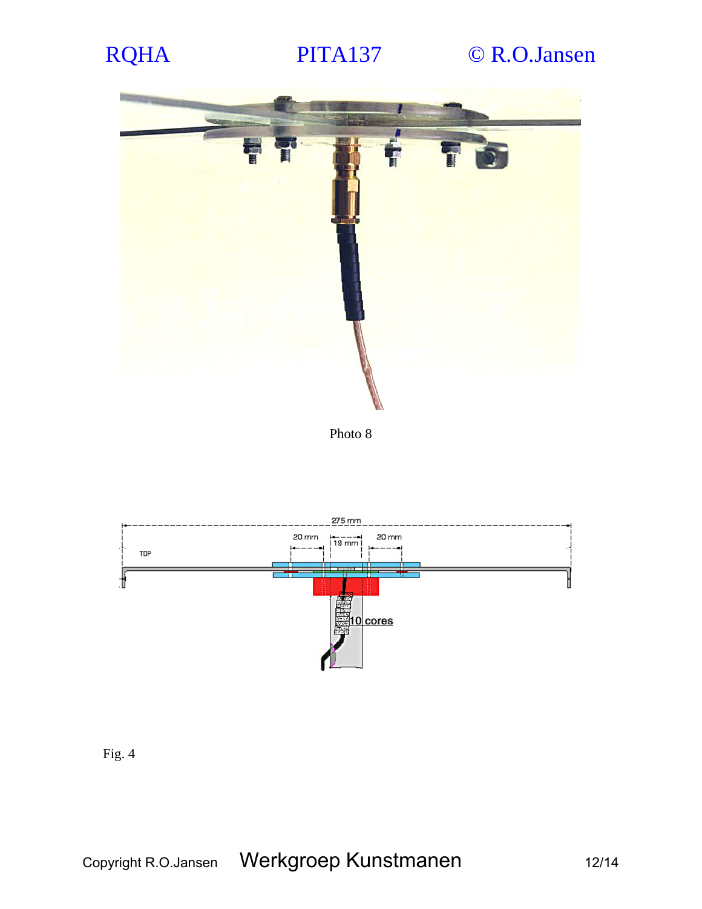Photo 8

275 mm

20 mm

19 mm

20 mm

TOP

10 cores

Fig. 4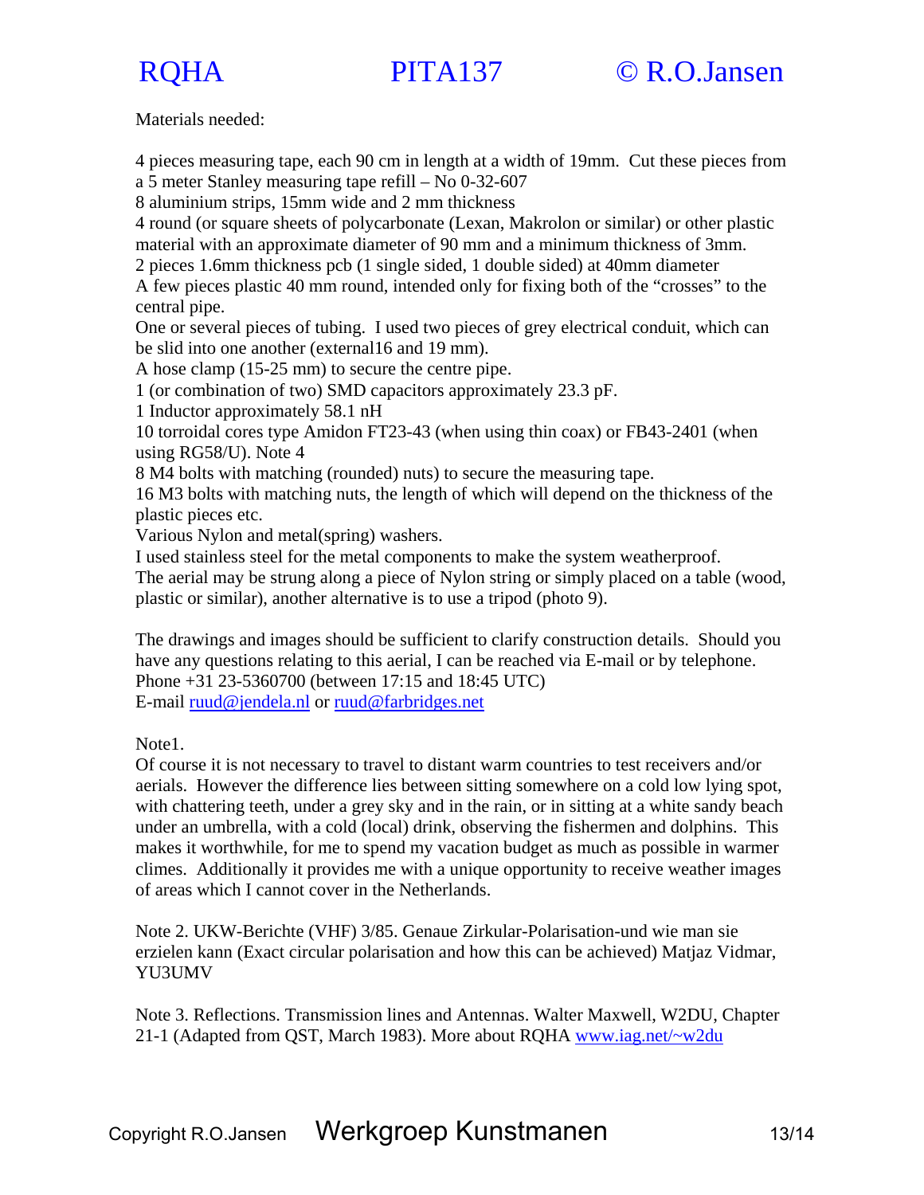Materials needed:

4 pieces measuring tape, each 90 cm in length at a width of 19mm. Cut these pieces from a 5 meter Stanley measuring tape refill – No 0-32-607
8 aluminium strips, 15mm wide and 2 mm thickness
4 round (or square sheets of polycarbonate (Lexan, Makrolon or similar) or other plastic material with an approximate diameter of 90 mm and a minimum thickness of 3mm.
2 pieces 1.6mm thickness pcb (1 single sided, 1 double sided) at 40mm diameter
A few pieces plastic 40 mm round, intended only for fixing both of the "crosses" to the central pipe.
One or several pieces of tubing. I used two pieces of grey electrical conduit, which can be slid into one another (external16 and 19 mm).
A hose clamp (15-25 mm) to secure the centre pipe.
1 (or combination of two) SMD capacitors approximately 23.3 pF.
1 Inductor approximately 58.1 nH
10 torroidal cores type Amidon FT23-43 (when using thin coax) or FB43-2401 (when using RG58/U). Note 4
8 M4 bolts with matching (rounded) nuts) to secure the measuring tape.
16 M3 bolts with matching nuts, the length of which will depend on the thickness of the plastic pieces etc.
Various Nylon and metal(spring) washers.
I used stainless steel for the metal components to make the system weatherproof.
The aerial may be strung along a piece of Nylon string or simply placed on a table (wood, plastic or similar), another alternative is to use a tripod (photo 9).

The drawings and images should be sufficient to clarify construction details. Should you have any questions relating to this aerial, I can be reached via E-mail or by telephone.
Phone +31 23-5360700 (between 17:15 and 18:45 UTC)
E-mail ruud@jendela.nl or ruud@farbridges.net

Note1.
Of course it is not necessary to travel to distant warm countries to test receivers and/or aerials. However the difference lies between sitting somewhere on a cold low lying spot, with chattering teeth, under a grey sky and in the rain, or in sitting at a white sandy beach under an umbrella, with a cold (local) drink, observing the fishermen and dolphins. This makes it worthwhile, for me to spend my vacation budget as much as possible in warmer climes. Additionally it provides me with a unique opportunity to receive weather images of areas which I cannot cover in the Netherlands.

Note 2. UKW-Berichte (VHF) 3/85. Genaue Zirkular-Polarisation-und wie man sie erzielen kann (Exact circular polarisation and how this can be achieved) Matjaz Vidmar, YU3UMV

Note 3. Reflections. Transmission lines and Antennas. Walter Maxwell, W2DU, Chapter 21-1 (Adapted from QST, March 1983). More about RQHA www.iag.net/~w2du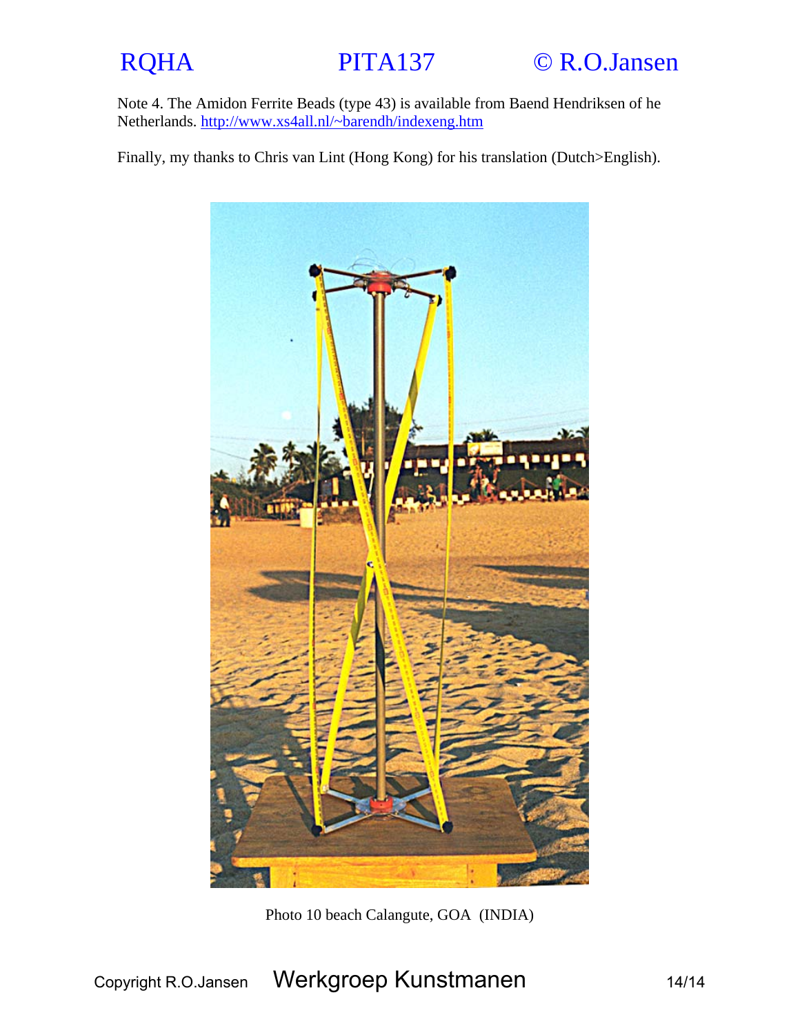Note 4. The Amidon Ferrite Beads (type 43) is available from Baend Hendriksen of he Netherlands. [http://www.xs4all.nl/~barendh/indexeng.htm](http://www.xs4all.nl/~barendh/indexeng.htm)

Finally, my thanks to Chris van Lint (Hong Kong) for his translation (Dutch>English).

Photo 10 beach Calangute, GOA (INDIA)